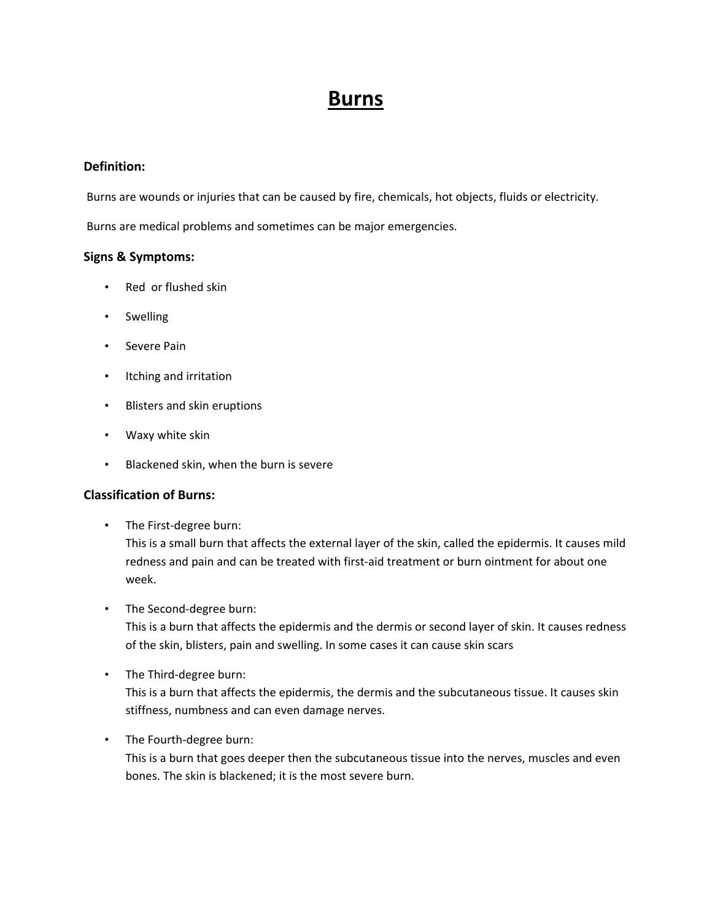# Burns

### Definition:

Burns are wounds or injuries that can be caused by fire, chemicals, hot objects, fluids or electricity.

Burns are medical problems and sometimes can be major emergencies.

### Signs & Symptoms:

- Red or flushed skin
- Swelling
- Severe Pain
- Itching and irritation
- Blisters and skin eruptions
- Waxy white skin
- Blackened skin, when the burn is severe

### Classification of Burns:

- The First-degree burn:
  This is a small burn that affects the external layer of the skin, called the epidermis. It causes mild redness and pain and can be treated with first-aid treatment or burn ointment for about one week.
- The Second-degree burn:
  This is a burn that affects the epidermis and the dermis or second layer of skin. It causes redness of the skin, blisters, pain and swelling. In some cases it can cause skin scars
- The Third-degree burn:
  This is a burn that affects the epidermis, the dermis and the subcutaneous tissue. It causes skin stiffness, numbness and can even damage nerves.
- The Fourth-degree burn:
  This is a burn that goes deeper then the subcutaneous tissue into the nerves, muscles and even bones. The skin is blackened; it is the most severe burn.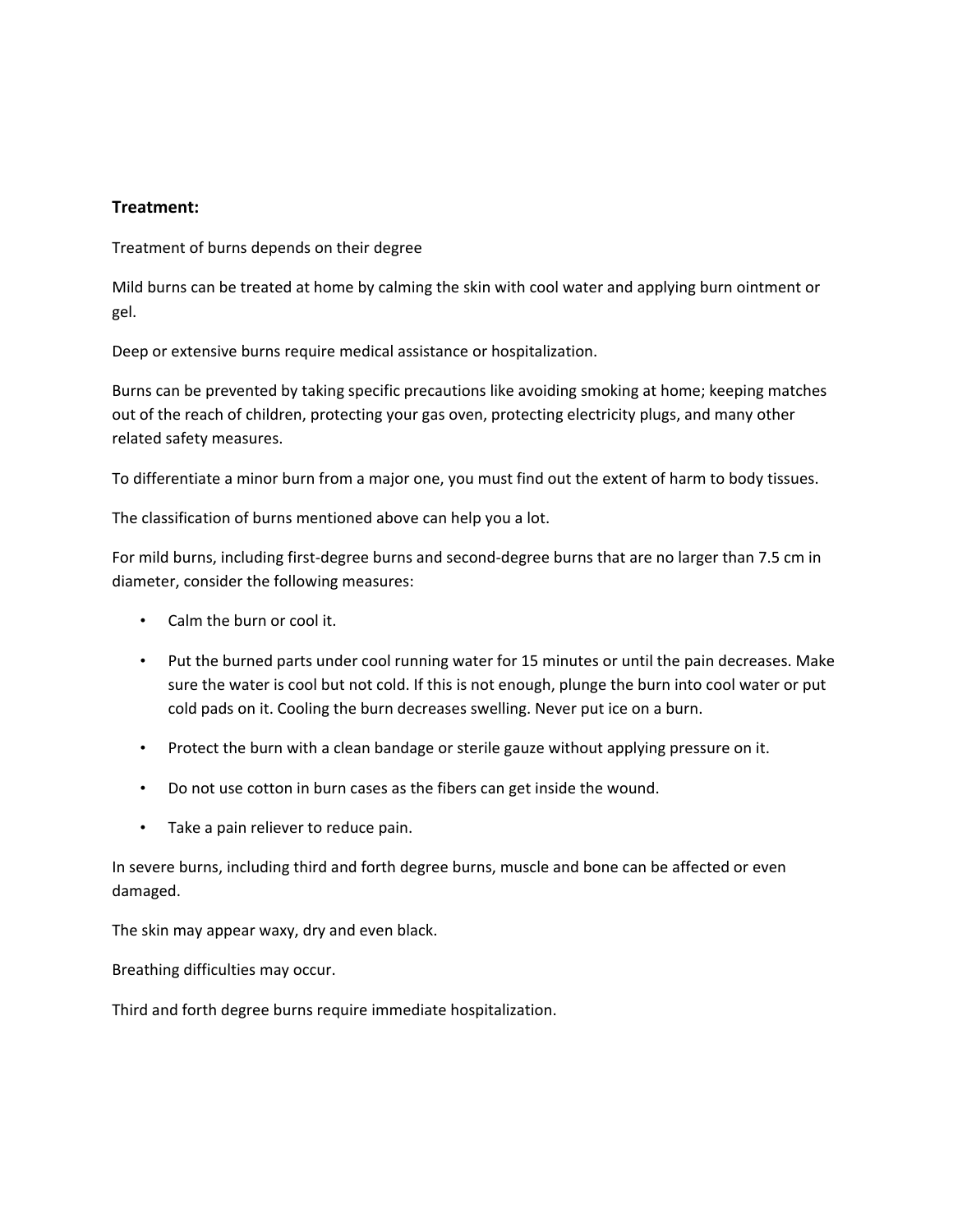**Treatment:**

Treatment of burns depends on their degree

Mild burns can be treated at home by calming the skin with cool water and applying burn ointment or gel.

Deep or extensive burns require medical assistance or hospitalization.

Burns can be prevented by taking specific precautions like avoiding smoking at home; keeping matches out of the reach of children, protecting your gas oven, protecting electricity plugs, and many other related safety measures.

To differentiate a minor burn from a major one, you must find out the extent of harm to body tissues.

The classification of burns mentioned above can help you a lot.

For mild burns, including first-degree burns and second-degree burns that are no larger than 7.5 cm in diameter, consider the following measures:

- Calm the burn or cool it.
- Put the burned parts under cool running water for 15 minutes or until the pain decreases. Make sure the water is cool but not cold. If this is not enough, plunge the burn into cool water or put cold pads on it. Cooling the burn decreases swelling. Never put ice on a burn.
- Protect the burn with a clean bandage or sterile gauze without applying pressure on it.
- Do not use cotton in burn cases as the fibers can get inside the wound.
- Take a pain reliever to reduce pain.

In severe burns, including third and forth degree burns, muscle and bone can be affected or even damaged.

The skin may appear waxy, dry and even black.

Breathing difficulties may occur.

Third and forth degree burns require immediate hospitalization.